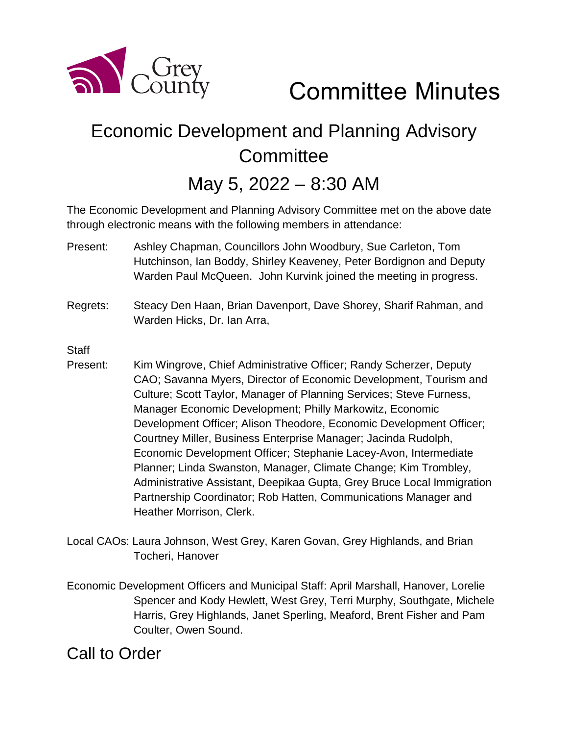Grey County

# Committee Minutes

## Economic Development and Planning Advisory Committee

## May 5, 2022 – 8:30 AM

The Economic Development and Planning Advisory Committee met on the above date through electronic means with the following members in attendance:

Present: Ashley Chapman, Councillors John Woodbury, Sue Carleton, Tom Hutchinson, Ian Boddy, Shirley Keaveney, Peter Bordignon and Deputy Warden Paul McQueen. John Kurvink joined the meeting in progress.

Regrets: Steacy Den Haan, Brian Davenport, Dave Shorey, Sharif Rahman, and Warden Hicks, Dr. Ian Arra,

Staff Present: Kim Wingrove, Chief Administrative Officer; Randy Scherzer, Deputy CAO; Savanna Myers, Director of Economic Development, Tourism and Culture; Scott Taylor, Manager of Planning Services; Steve Furness, Manager Economic Development; Philly Markowitz, Economic Development Officer; Alison Theodore, Economic Development Officer; Courtney Miller, Business Enterprise Manager; Jacinda Rudolph, Economic Development Officer; Stephanie Lacey-Avon, Intermediate Planner; Linda Swanston, Manager, Climate Change; Kim Trombley, Administrative Assistant, Deepikaa Gupta, Grey Bruce Local Immigration Partnership Coordinator; Rob Hatten, Communications Manager and Heather Morrison, Clerk.

Local CAOs: Laura Johnson, West Grey, Karen Govan, Grey Highlands, and Brian Tocheri, Hanover

Economic Development Officers and Municipal Staff: April Marshall, Hanover, Lorelie Spencer and Kody Hewlett, West Grey, Terri Murphy, Southgate, Michele Harris, Grey Highlands, Janet Sperling, Meaford, Brent Fisher and Pam Coulter, Owen Sound.

## Call to Order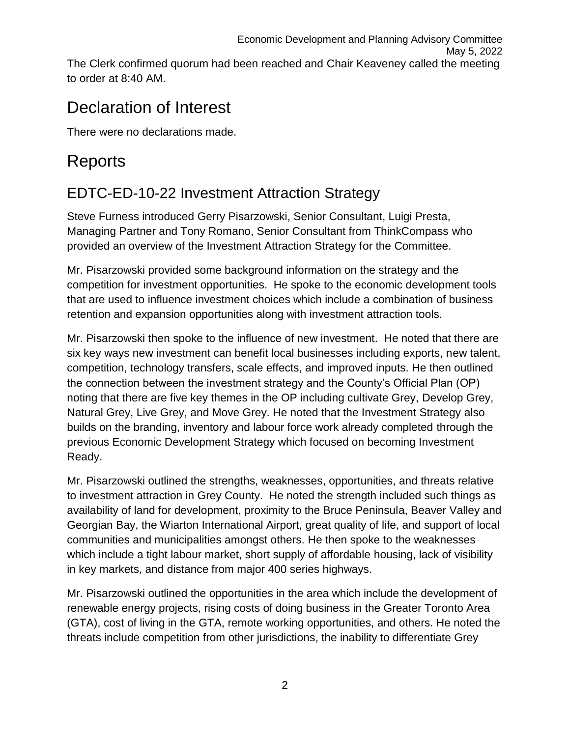The Clerk confirmed quorum had been reached and Chair Keaveney called the meeting to order at 8:40 AM.

# Declaration of Interest

There were no declarations made.

# Reports

## EDTC-ED-10-22 Investment Attraction Strategy

Steve Furness introduced Gerry Pisarzowski, Senior Consultant, Luigi Presta, Managing Partner and Tony Romano, Senior Consultant from ThinkCompass who provided an overview of the Investment Attraction Strategy for the Committee.

Mr. Pisarzowski provided some background information on the strategy and the competition for investment opportunities. He spoke to the economic development tools that are used to influence investment choices which include a combination of business retention and expansion opportunities along with investment attraction tools.

Mr. Pisarzowski then spoke to the influence of new investment. He noted that there are six key ways new investment can benefit local businesses including exports, new talent, competition, technology transfers, scale effects, and improved inputs. He then outlined the connection between the investment strategy and the County's Official Plan (OP) noting that there are five key themes in the OP including cultivate Grey, Develop Grey, Natural Grey, Live Grey, and Move Grey. He noted that the Investment Strategy also builds on the branding, inventory and labour force work already completed through the previous Economic Development Strategy which focused on becoming Investment Ready.

Mr. Pisarzowski outlined the strengths, weaknesses, opportunities, and threats relative to investment attraction in Grey County. He noted the strength included such things as availability of land for development, proximity to the Bruce Peninsula, Beaver Valley and Georgian Bay, the Wiarton International Airport, great quality of life, and support of local communities and municipalities amongst others. He then spoke to the weaknesses which include a tight labour market, short supply of affordable housing, lack of visibility in key markets, and distance from major 400 series highways.

Mr. Pisarzowski outlined the opportunities in the area which include the development of renewable energy projects, rising costs of doing business in the Greater Toronto Area (GTA), cost of living in the GTA, remote working opportunities, and others. He noted the threats include competition from other jurisdictions, the inability to differentiate Grey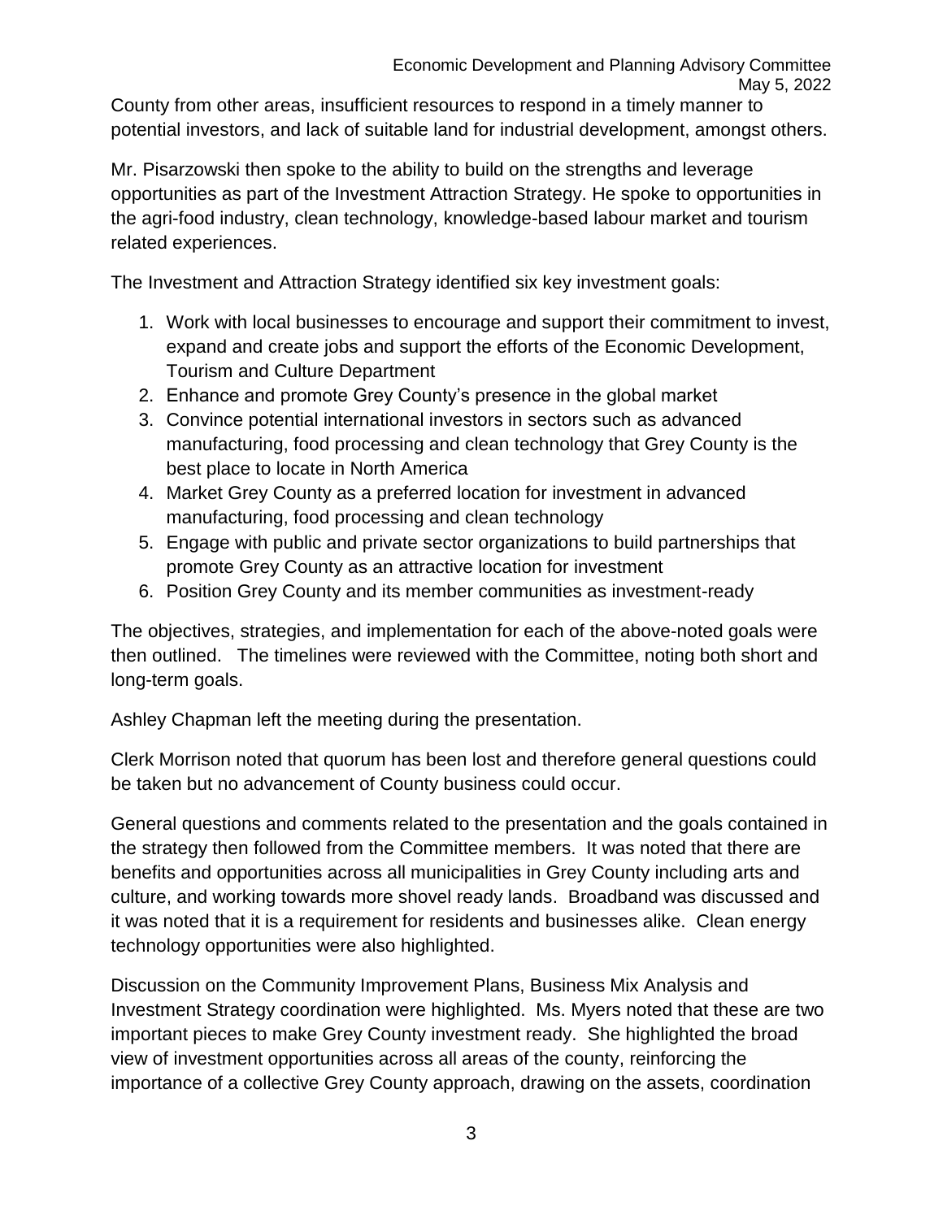County from other areas, insufficient resources to respond in a timely manner to potential investors, and lack of suitable land for industrial development, amongst others.

Mr. Pisarzowski then spoke to the ability to build on the strengths and leverage opportunities as part of the Investment Attraction Strategy. He spoke to opportunities in the agri-food industry, clean technology, knowledge-based labour market and tourism related experiences.

The Investment and Attraction Strategy identified six key investment goals:

1. Work with local businesses to encourage and support their commitment to invest, expand and create jobs and support the efforts of the Economic Development, Tourism and Culture Department
2. Enhance and promote Grey County's presence in the global market
3. Convince potential international investors in sectors such as advanced manufacturing, food processing and clean technology that Grey County is the best place to locate in North America
4. Market Grey County as a preferred location for investment in advanced manufacturing, food processing and clean technology
5. Engage with public and private sector organizations to build partnerships that promote Grey County as an attractive location for investment
6. Position Grey County and its member communities as investment-ready

The objectives, strategies, and implementation for each of the above-noted goals were then outlined. The timelines were reviewed with the Committee, noting both short and long-term goals.

Ashley Chapman left the meeting during the presentation.

Clerk Morrison noted that quorum has been lost and therefore general questions could be taken but no advancement of County business could occur.

General questions and comments related to the presentation and the goals contained in the strategy then followed from the Committee members. It was noted that there are benefits and opportunities across all municipalities in Grey County including arts and culture, and working towards more shovel ready lands. Broadband was discussed and it was noted that it is a requirement for residents and businesses alike. Clean energy technology opportunities were also highlighted.

Discussion on the Community Improvement Plans, Business Mix Analysis and Investment Strategy coordination were highlighted. Ms. Myers noted that these are two important pieces to make Grey County investment ready. She highlighted the broad view of investment opportunities across all areas of the county, reinforcing the importance of a collective Grey County approach, drawing on the assets, coordination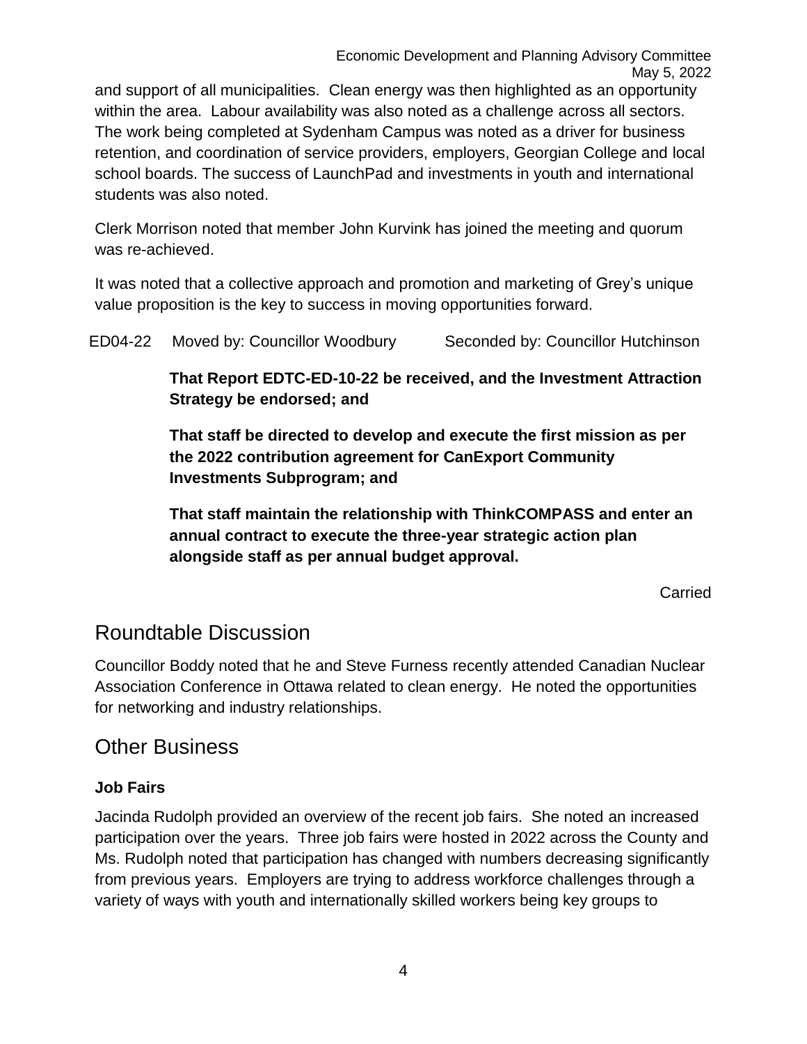and support of all municipalities. Clean energy was then highlighted as an opportunity within the area. Labour availability was also noted as a challenge across all sectors. The work being completed at Sydenham Campus was noted as a driver for business retention, and coordination of service providers, employers, Georgian College and local school boards. The success of LaunchPad and investments in youth and international students was also noted.

Clerk Morrison noted that member John Kurvink has joined the meeting and quorum was re-achieved.

It was noted that a collective approach and promotion and marketing of Grey's unique value proposition is the key to success in moving opportunities forward.

ED04-22 Moved by: Councillor Woodbury Seconded by: Councillor Hutchinson

**That Report EDTC-ED-10-22 be received, and the Investment Attraction Strategy be endorsed; and**

**That staff be directed to develop and execute the first mission as per the 2022 contribution agreement for CanExport Community Investments Subprogram; and**

**That staff maintain the relationship with ThinkCOMPASS and enter an annual contract to execute the three-year strategic action plan alongside staff as per annual budget approval.**

Carried

## Roundtable Discussion

Councillor Boddy noted that he and Steve Furness recently attended Canadian Nuclear Association Conference in Ottawa related to clean energy. He noted the opportunities for networking and industry relationships.

## Other Business

### Job Fairs

Jacinda Rudolph provided an overview of the recent job fairs. She noted an increased participation over the years. Three job fairs were hosted in 2022 across the County and Ms. Rudolph noted that participation has changed with numbers decreasing significantly from previous years. Employers are trying to address workforce challenges through a variety of ways with youth and internationally skilled workers being key groups to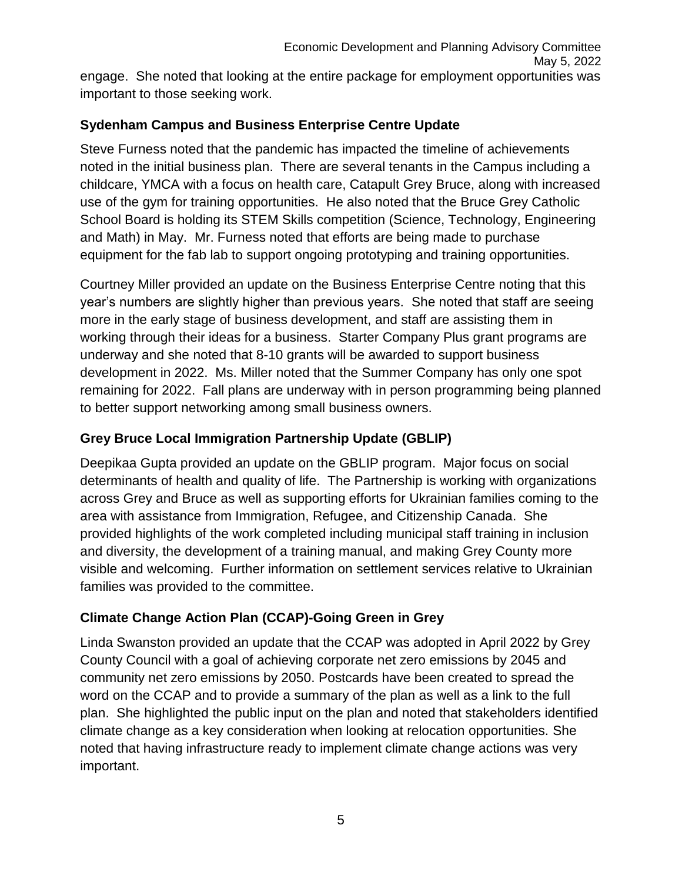engage. She noted that looking at the entire package for employment opportunities was important to those seeking work.

### Sydenham Campus and Business Enterprise Centre Update

Steve Furness noted that the pandemic has impacted the timeline of achievements noted in the initial business plan. There are several tenants in the Campus including a childcare, YMCA with a focus on health care, Catapult Grey Bruce, along with increased use of the gym for training opportunities. He also noted that the Bruce Grey Catholic School Board is holding its STEM Skills competition (Science, Technology, Engineering and Math) in May. Mr. Furness noted that efforts are being made to purchase equipment for the fab lab to support ongoing prototyping and training opportunities.

Courtney Miller provided an update on the Business Enterprise Centre noting that this year's numbers are slightly higher than previous years. She noted that staff are seeing more in the early stage of business development, and staff are assisting them in working through their ideas for a business. Starter Company Plus grant programs are underway and she noted that 8-10 grants will be awarded to support business development in 2022. Ms. Miller noted that the Summer Company has only one spot remaining for 2022. Fall plans are underway with in person programming being planned to better support networking among small business owners.

### Grey Bruce Local Immigration Partnership Update (GBLIP)

Deepikaa Gupta provided an update on the GBLIP program. Major focus on social determinants of health and quality of life. The Partnership is working with organizations across Grey and Bruce as well as supporting efforts for Ukrainian families coming to the area with assistance from Immigration, Refugee, and Citizenship Canada. She provided highlights of the work completed including municipal staff training in inclusion and diversity, the development of a training manual, and making Grey County more visible and welcoming. Further information on settlement services relative to Ukrainian families was provided to the committee.

### Climate Change Action Plan (CCAP)-Going Green in Grey

Linda Swanston provided an update that the CCAP was adopted in April 2022 by Grey County Council with a goal of achieving corporate net zero emissions by 2045 and community net zero emissions by 2050. Postcards have been created to spread the word on the CCAP and to provide a summary of the plan as well as a link to the full plan. She highlighted the public input on the plan and noted that stakeholders identified climate change as a key consideration when looking at relocation opportunities. She noted that having infrastructure ready to implement climate change actions was very important.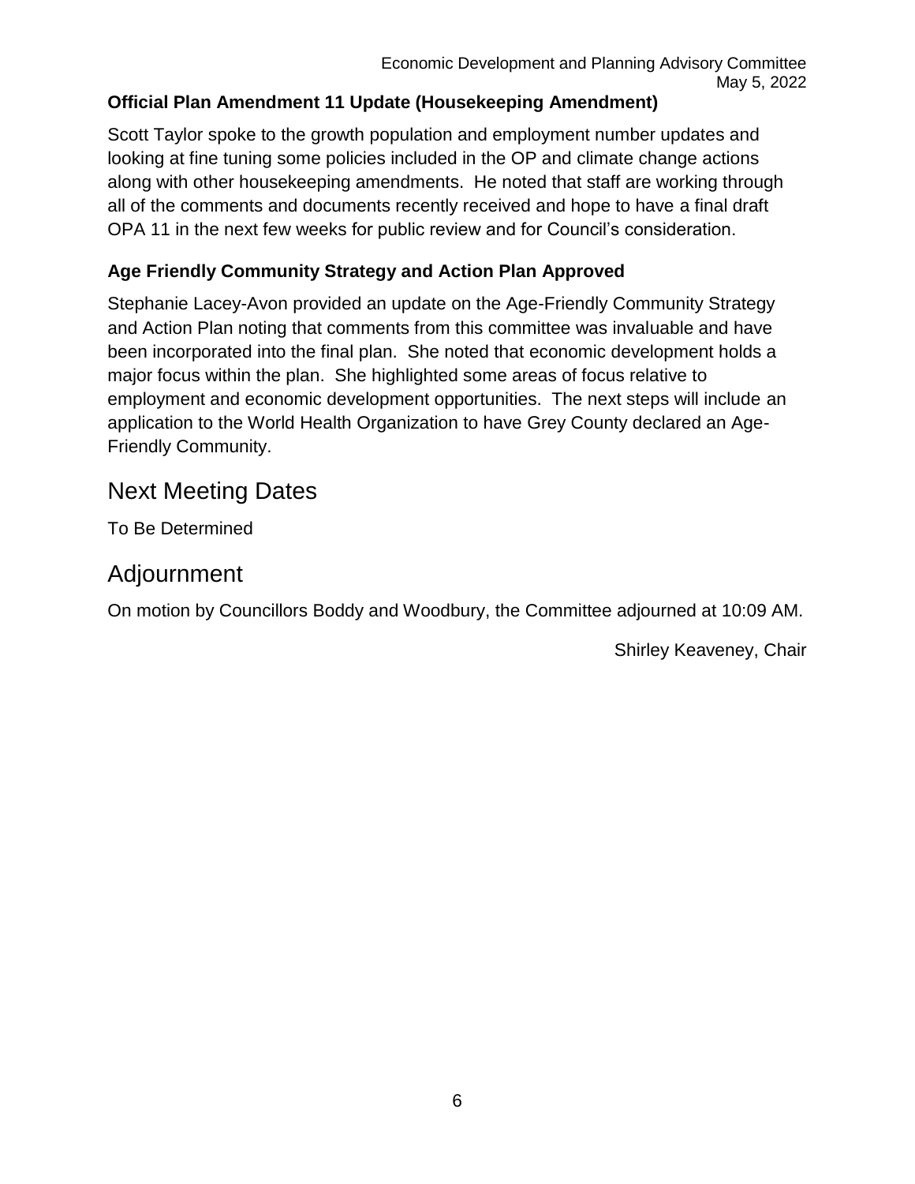### Official Plan Amendment 11 Update (Housekeeping Amendment)

Scott Taylor spoke to the growth population and employment number updates and looking at fine tuning some policies included in the OP and climate change actions along with other housekeeping amendments. He noted that staff are working through all of the comments and documents recently received and hope to have a final draft OPA 11 in the next few weeks for public review and for Council's consideration.

### Age Friendly Community Strategy and Action Plan Approved

Stephanie Lacey-Avon provided an update on the Age-Friendly Community Strategy and Action Plan noting that comments from this committee was invaluable and have been incorporated into the final plan. She noted that economic development holds a major focus within the plan. She highlighted some areas of focus relative to employment and economic development opportunities. The next steps will include an application to the World Health Organization to have Grey County declared an Age-Friendly Community.

## Next Meeting Dates

To Be Determined

## Adjournment

On motion by Councillors Boddy and Woodbury, the Committee adjourned at 10:09 AM.

Shirley Keaveney, Chair